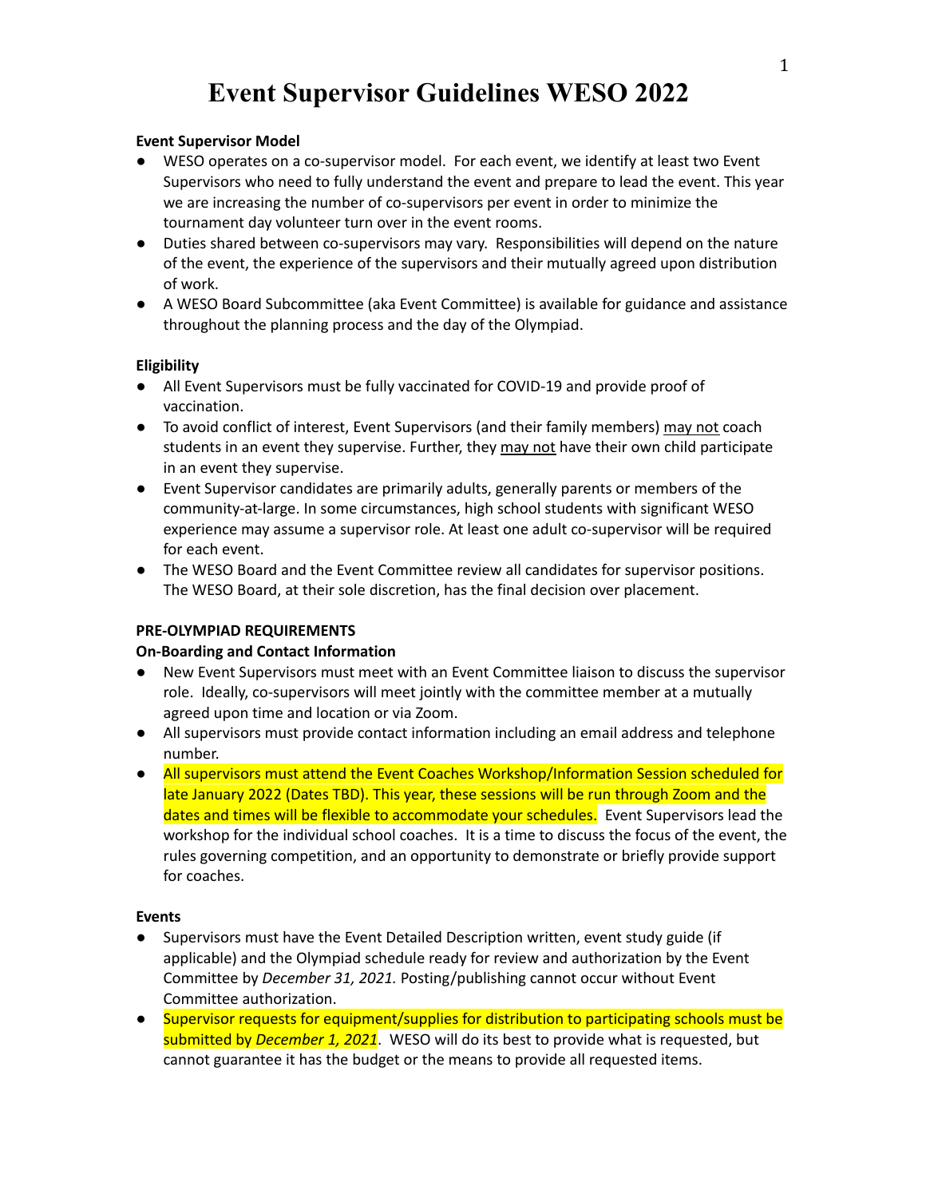# Event Supervisor Guidelines WESO 2022

**Event Supervisor Model**

- WESO operates on a co-supervisor model. For each event, we identify at least two Event Supervisors who need to fully understand the event and prepare to lead the event. This year we are increasing the number of co-supervisors per event in order to minimize the tournament day volunteer turn over in the event rooms.
- Duties shared between co-supervisors may vary. Responsibilities will depend on the nature of the event, the experience of the supervisors and their mutually agreed upon distribution of work.
- A WESO Board Subcommittee (aka Event Committee) is available for guidance and assistance throughout the planning process and the day of the Olympiad.

**Eligibility**

- All Event Supervisors must be fully vaccinated for COVID-19 and provide proof of vaccination.
- To avoid conflict of interest, Event Supervisors (and their family members) may not coach students in an event they supervise. Further, they may not have their own child participate in an event they supervise.
- Event Supervisor candidates are primarily adults, generally parents or members of the community-at-large. In some circumstances, high school students with significant WESO experience may assume a supervisor role. At least one adult co-supervisor will be required for each event.
- The WESO Board and the Event Committee review all candidates for supervisor positions. The WESO Board, at their sole discretion, has the final decision over placement.

**PRE-OLYMPIAD REQUIREMENTS**

**On-Boarding and Contact Information**

- New Event Supervisors must meet with an Event Committee liaison to discuss the supervisor role. Ideally, co-supervisors will meet jointly with the committee member at a mutually agreed upon time and location or via Zoom.
- All supervisors must provide contact information including an email address and telephone number.
- All supervisors must attend the Event Coaches Workshop/Information Session scheduled for late January 2022 (Dates TBD). This year, these sessions will be run through Zoom and the dates and times will be flexible to accommodate your schedules. Event Supervisors lead the workshop for the individual school coaches. It is a time to discuss the focus of the event, the rules governing competition, and an opportunity to demonstrate or briefly provide support for coaches.

**Events**

- Supervisors must have the Event Detailed Description written, event study guide (if applicable) and the Olympiad schedule ready for review and authorization by the Event Committee by *December 31, 2021.* Posting/publishing cannot occur without Event Committee authorization.
- Supervisor requests for equipment/supplies for distribution to participating schools must be submitted by *December 1, 2021*. WESO will do its best to provide what is requested, but cannot guarantee it has the budget or the means to provide all requested items.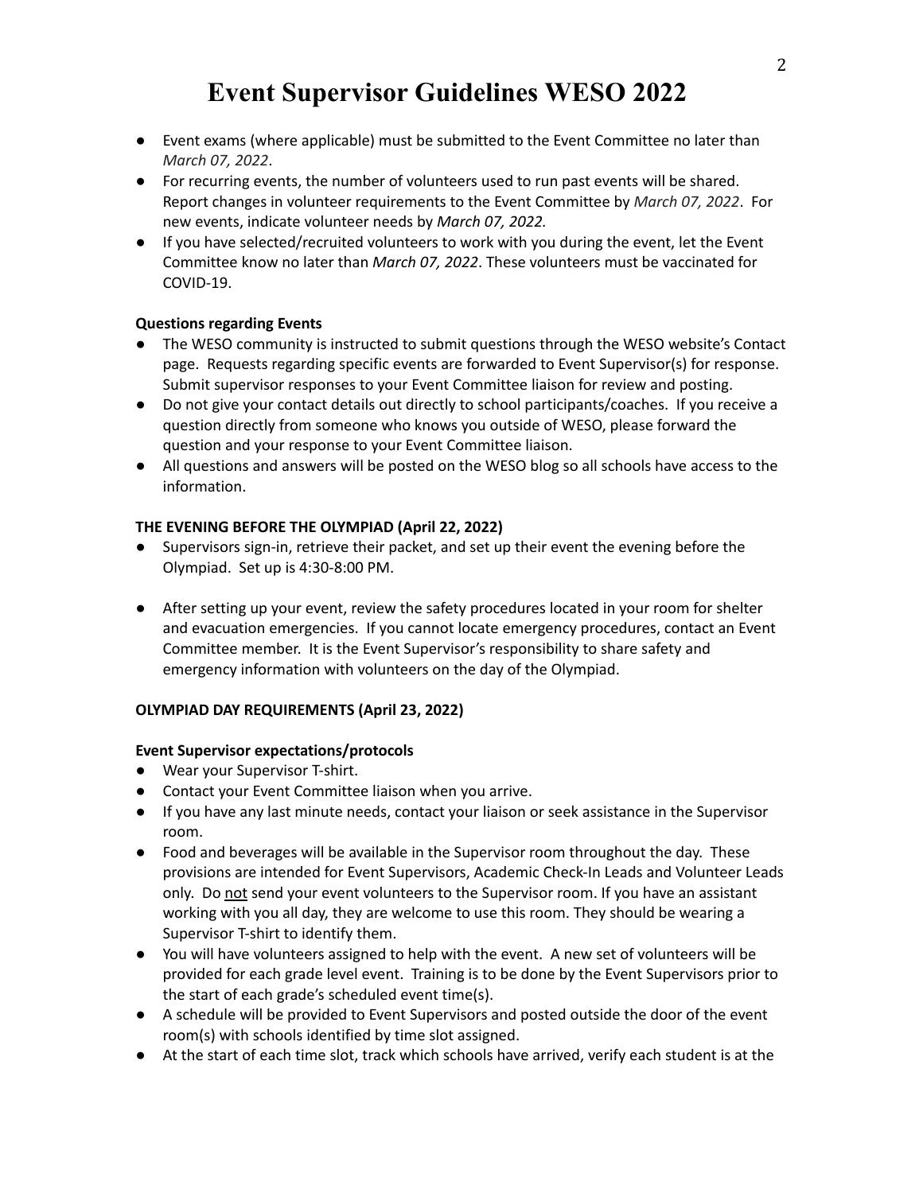# Event Supervisor Guidelines WESO 2022

- Event exams (where applicable) must be submitted to the Event Committee no later than *March 07, 2022*.
- For recurring events, the number of volunteers used to run past events will be shared. Report changes in volunteer requirements to the Event Committee by *March 07, 2022*. For new events, indicate volunteer needs by *March 07, 2022.*
- If you have selected/recruited volunteers to work with you during the event, let the Event Committee know no later than *March 07, 2022*. These volunteers must be vaccinated for COVID-19.

**Questions regarding Events**

- The WESO community is instructed to submit questions through the WESO website's Contact page. Requests regarding specific events are forwarded to Event Supervisor(s) for response. Submit supervisor responses to your Event Committee liaison for review and posting.
- Do not give your contact details out directly to school participants/coaches. If you receive a question directly from someone who knows you outside of WESO, please forward the question and your response to your Event Committee liaison.
- All questions and answers will be posted on the WESO blog so all schools have access to the information.

**THE EVENING BEFORE THE OLYMPIAD (April 22, 2022)**

- Supervisors sign-in, retrieve their packet, and set up their event the evening before the Olympiad. Set up is 4:30-8:00 PM.
- After setting up your event, review the safety procedures located in your room for shelter and evacuation emergencies. If you cannot locate emergency procedures, contact an Event Committee member. It is the Event Supervisor's responsibility to share safety and emergency information with volunteers on the day of the Olympiad.

**OLYMPIAD DAY REQUIREMENTS (April 23, 2022)**

**Event Supervisor expectations/protocols**

- Wear your Supervisor T-shirt.
- Contact your Event Committee liaison when you arrive.
- If you have any last minute needs, contact your liaison or seek assistance in the Supervisor room.
- Food and beverages will be available in the Supervisor room throughout the day. These provisions are intended for Event Supervisors, Academic Check-In Leads and Volunteer Leads only. Do <u>not</u> send your event volunteers to the Supervisor room. If you have an assistant working with you all day, they are welcome to use this room. They should be wearing a Supervisor T-shirt to identify them.
- You will have volunteers assigned to help with the event. A new set of volunteers will be provided for each grade level event. Training is to be done by the Event Supervisors prior to the start of each grade's scheduled event time(s).
- A schedule will be provided to Event Supervisors and posted outside the door of the event room(s) with schools identified by time slot assigned.
- At the start of each time slot, track which schools have arrived, verify each student is at the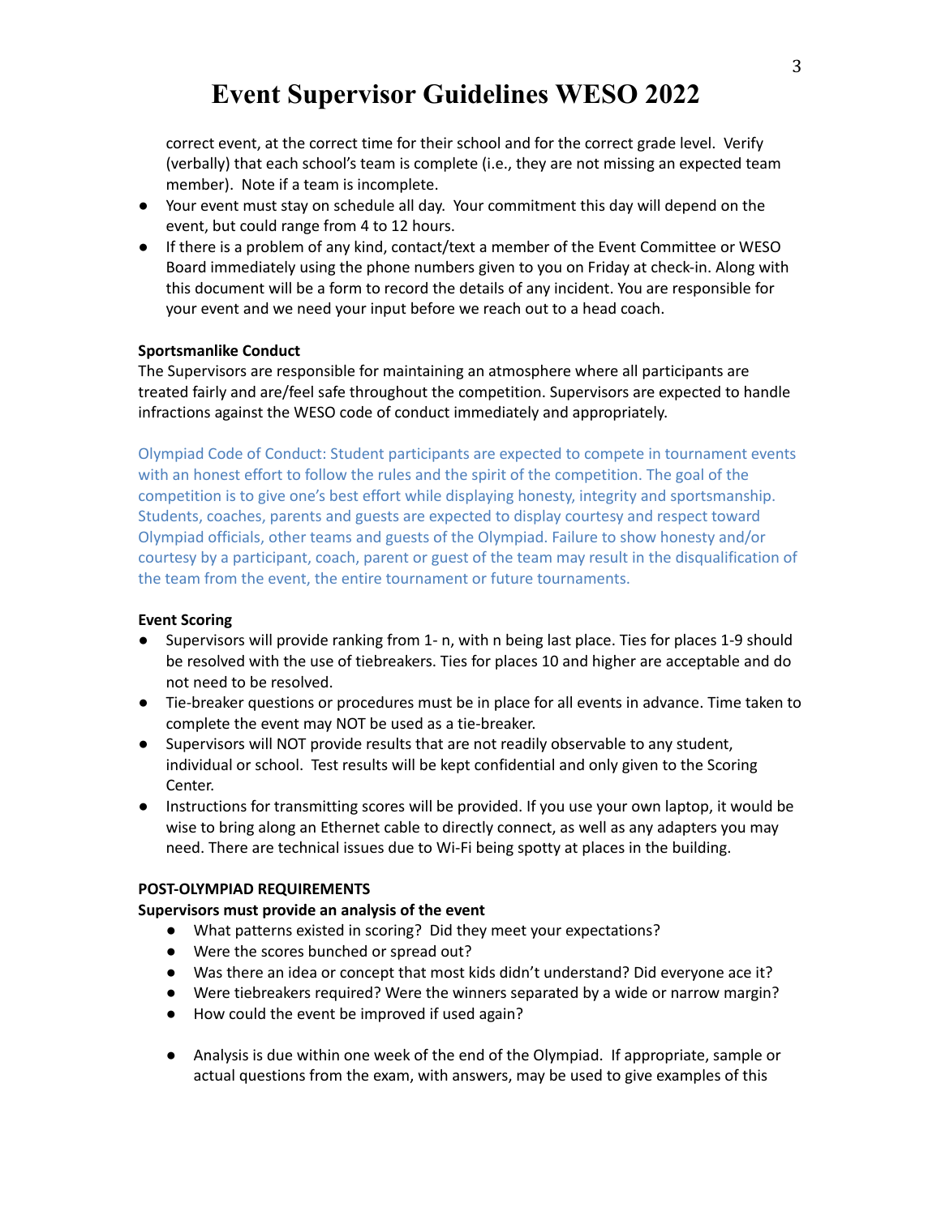correct event, at the correct time for their school and for the correct grade level. Verify (verbally) that each school's team is complete (i.e., they are not missing an expected team member). Note if a team is incomplete.

- Your event must stay on schedule all day. Your commitment this day will depend on the event, but could range from 4 to 12 hours.
- If there is a problem of any kind, contact/text a member of the Event Committee or WESO Board immediately using the phone numbers given to you on Friday at check-in. Along with this document will be a form to record the details of any incident. You are responsible for your event and we need your input before we reach out to a head coach.

**Sportsmanlike Conduct**

The Supervisors are responsible for maintaining an atmosphere where all participants are treated fairly and are/feel safe throughout the competition. Supervisors are expected to handle infractions against the WESO code of conduct immediately and appropriately.

Olympiad Code of Conduct: Student participants are expected to compete in tournament events with an honest effort to follow the rules and the spirit of the competition. The goal of the competition is to give one's best effort while displaying honesty, integrity and sportsmanship. Students, coaches, parents and guests are expected to display courtesy and respect toward Olympiad officials, other teams and guests of the Olympiad. Failure to show honesty and/or courtesy by a participant, coach, parent or guest of the team may result in the disqualification of the team from the event, the entire tournament or future tournaments.

**Event Scoring**

- Supervisors will provide ranking from 1- n, with n being last place. Ties for places 1-9 should be resolved with the use of tiebreakers. Ties for places 10 and higher are acceptable and do not need to be resolved.
- Tie-breaker questions or procedures must be in place for all events in advance. Time taken to complete the event may NOT be used as a tie-breaker.
- Supervisors will NOT provide results that are not readily observable to any student, individual or school. Test results will be kept confidential and only given to the Scoring Center.
- Instructions for transmitting scores will be provided. If you use your own laptop, it would be wise to bring along an Ethernet cable to directly connect, as well as any adapters you may need. There are technical issues due to Wi-Fi being spotty at places in the building.

**POST-OLYMPIAD REQUIREMENTS**

**Supervisors must provide an analysis of the event**

- What patterns existed in scoring? Did they meet your expectations?
- Were the scores bunched or spread out?
- Was there an idea or concept that most kids didn't understand? Did everyone ace it?
- Were tiebreakers required? Were the winners separated by a wide or narrow margin?
- How could the event be improved if used again?

- Analysis is due within one week of the end of the Olympiad. If appropriate, sample or actual questions from the exam, with answers, may be used to give examples of this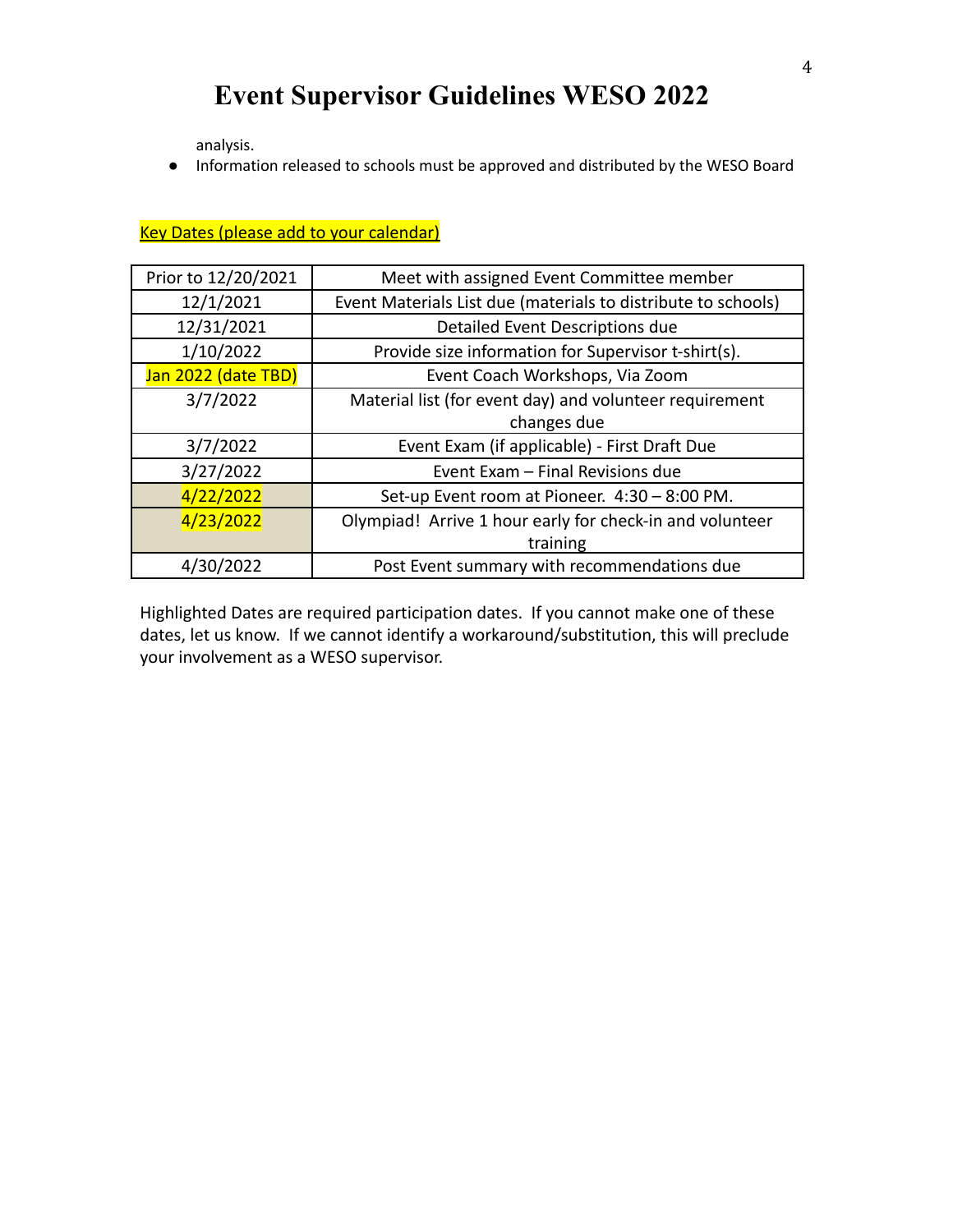# Event Supervisor Guidelines WESO 2022

analysis.

- Information released to schools must be approved and distributed by the WESO Board

Key Dates (please add to your calendar)

| | |
|---|---|
| Prior to 12/20/2021 | Meet with assigned Event Committee member |
| 12/1/2021 | Event Materials List due (materials to distribute to schools) |
| 12/31/2021 | Detailed Event Descriptions due |
| 1/10/2022 | Provide size information for Supervisor t-shirt(s). |
| Jan 2022 (date TBD) | Event Coach Workshops, Via Zoom |
| 3/7/2022 | Material list (for event day) and volunteer requirement changes due |
| 3/7/2022 | Event Exam (if applicable) - First Draft Due |
| 3/27/2022 | Event Exam – Final Revisions due |
| 4/22/2022 | Set-up Event room at Pioneer. 4:30 – 8:00 PM. |
| 4/23/2022 | Olympiad! Arrive 1 hour early for check-in and volunteer training |
| 4/30/2022 | Post Event summary with recommendations due |

Highlighted Dates are required participation dates. If you cannot make one of these dates, let us know. If we cannot identify a workaround/substitution, this will preclude your involvement as a WESO supervisor.